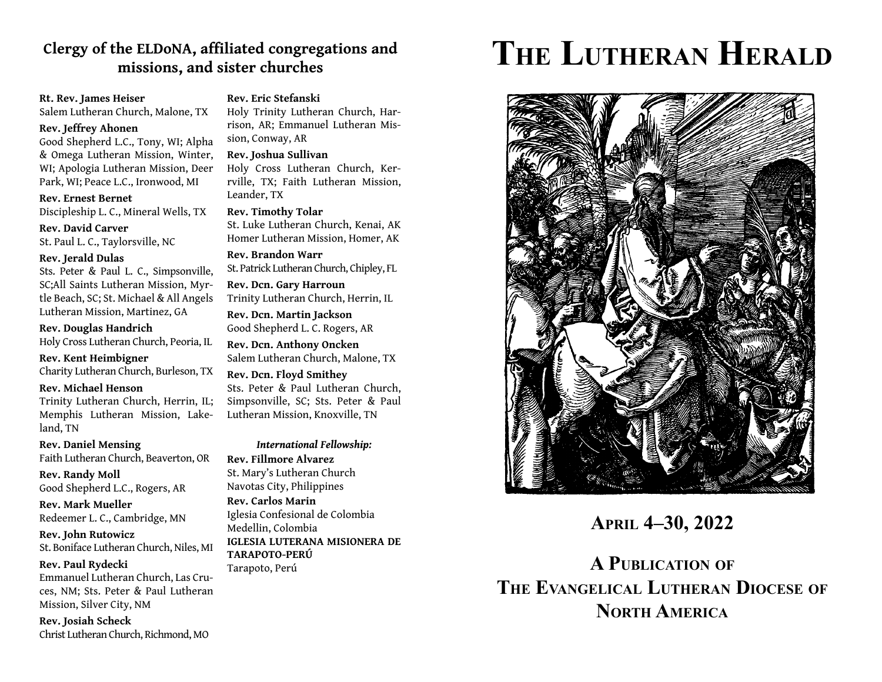## Clergy of the ELDoNA, affiliated congregations and missions, and sister churches

**Rt. Rev. James Heiser**
Salem Lutheran Church, Malone, TX

**Rev. Jeffrey Ahonen**
Good Shepherd L.C., Tony, WI; Alpha & Omega Lutheran Mission, Winter, WI; Apologia Lutheran Mission, Deer Park, WI; Peace L.C., Ironwood, MI

**Rev. Ernest Bernet**
Discipleship L. C., Mineral Wells, TX

**Rev. David Carver**
St. Paul L. C., Taylorsville, NC

**Rev. Jerald Dulas**
Sts. Peter & Paul L. C., Simpsonville, SC;All Saints Lutheran Mission, Myrtle Beach, SC; St. Michael & All Angels Lutheran Mission, Martinez, GA

**Rev. Douglas Handrich**
Holy Cross Lutheran Church, Peoria, IL

**Rev. Kent Heimbigner**
Charity Lutheran Church, Burleson, TX

**Rev. Michael Henson**
Trinity Lutheran Church, Herrin, IL; Memphis Lutheran Mission, Lakeland, TN

**Rev. Daniel Mensing**
Faith Lutheran Church, Beaverton, OR

**Rev. Randy Moll**
Good Shepherd L.C., Rogers, AR

**Rev. Mark Mueller**
Redeemer L. C., Cambridge, MN

**Rev. John Rutowicz**
St. Boniface Lutheran Church, Niles, MI

**Rev. Paul Rydecki**
Emmanuel Lutheran Church, Las Cruces, NM; Sts. Peter & Paul Lutheran Mission, Silver City, NM

**Rev. Josiah Scheck**
Christ Lutheran Church, Richmond, MO

**Rev. Eric Stefanski**
Holy Trinity Lutheran Church, Harrison, AR; Emmanuel Lutheran Mission, Conway, AR

**Rev. Joshua Sullivan**
Holy Cross Lutheran Church, Kerrville, TX; Faith Lutheran Mission, Leander, TX

**Rev. Timothy Tolar**
St. Luke Lutheran Church, Kenai, AK
Homer Lutheran Mission, Homer, AK

**Rev. Brandon Warr**
St. Patrick Lutheran Church, Chipley, FL

**Rev. Dcn. Gary Harroun**
Trinity Lutheran Church, Herrin, IL

**Rev. Dcn. Martin Jackson**
Good Shepherd L. C. Rogers, AR

**Rev. Dcn. Anthony Oncken**
Salem Lutheran Church, Malone, TX

**Rev. Dcn. Floyd Smithey**
Sts. Peter & Paul Lutheran Church, Simpsonville, SC; Sts. Peter & Paul Lutheran Mission, Knoxville, TN

***International Fellowship:***

**Rev. Fillmore Alvarez**
St. Mary's Lutheran Church
Navotas City, Philippines

**Rev. Carlos Marin**
Iglesia Confesional de Colombia
Medellin, Colombia

**IGLESIA LUTERANA MISIONERA DE TARAPOTO-PERÚ**
Tarapoto, Perú

# The Lutheran Herald

## April 4–30, 2022

## A Publication of The Evangelical Lutheran Diocese of North America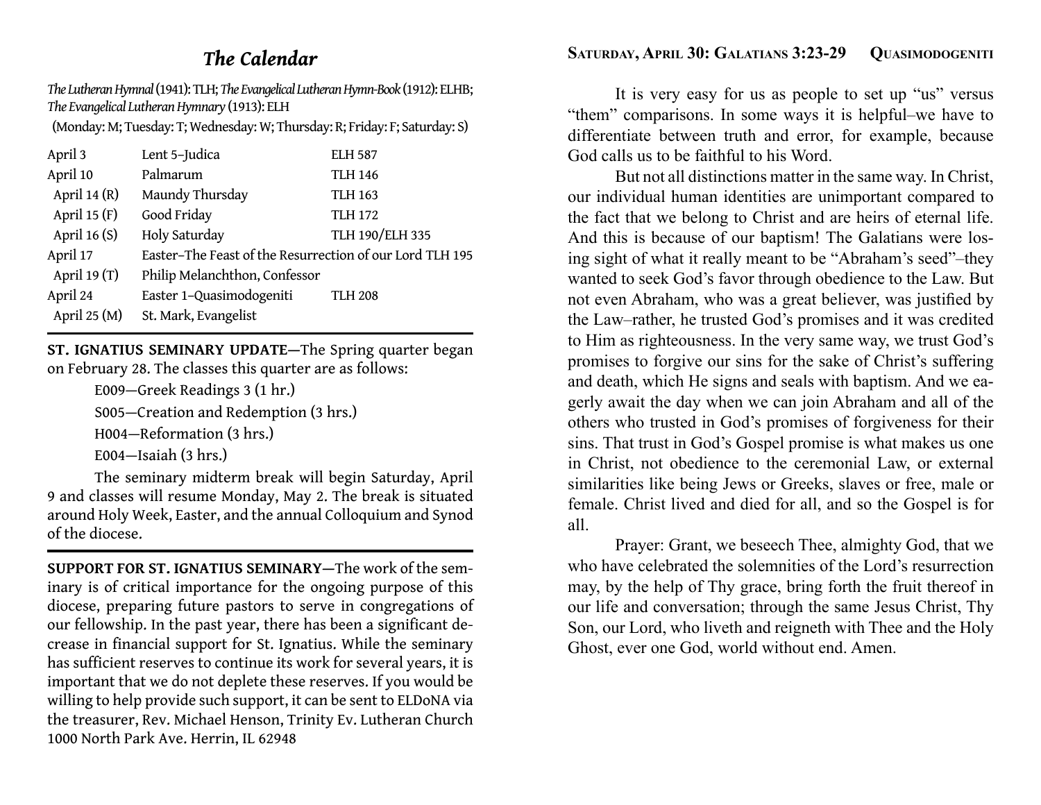# *The Calendar*

*The Lutheran Hymnal* (1941): TLH; *The Evangelical Lutheran Hymn-Book* (1912): ELHB; *The Evangelical Lutheran Hymnary* (1913): ELH

(Monday: M; Tuesday: T; Wednesday: W; Thursday: R; Friday: F; Saturday: S)

| | | |
|---|---|---|
| April 3 | Lent 5–Judica | ELH 587 |
| April 10 | Palmarum | TLH 146 |
| April 14 (R) | Maundy Thursday | TLH 163 |
| April 15 (F) | Good Friday | TLH 172 |
| April 16 (S) | Holy Saturday | TLH 190/ELH 335 |
| April 17 | Easter–The Feast of the Resurrection of our Lord | TLH 195 |
| April 19 (T) | Philip Melanchthon, Confessor | |
| April 24 | Easter 1–Quasimodogeniti | TLH 208 |
| April 25 (M) | St. Mark, Evangelist | |

**ST. IGNATIUS SEMINARY UPDATE—**The Spring quarter began on February 28. The classes this quarter are as follows:

E009—Greek Readings 3 (1 hr.)

S005—Creation and Redemption (3 hrs.)

H004—Reformation (3 hrs.)

E004—Isaiah (3 hrs.)

The seminary midterm break will begin Saturday, April 9 and classes will resume Monday, May 2. The break is situated around Holy Week, Easter, and the annual Colloquium and Synod of the diocese.

**SUPPORT FOR ST. IGNATIUS SEMINARY—**The work of the seminary is of critical importance for the ongoing purpose of this diocese, preparing future pastors to serve in congregations of our fellowship. In the past year, there has been a significant decrease in financial support for St. Ignatius. While the seminary has sufficient reserves to continue its work for several years, it is important that we do not deplete these reserves. If you would be willing to help provide such support, it can be sent to ELDoNA via the treasurer, Rev. Michael Henson, Trinity Ev. Lutheran Church 1000 North Park Ave. Herrin, IL 62948

## Saturday, April 30: Galatians 3:23-29 — Quasimodogeniti

It is very easy for us as people to set up "us" versus "them" comparisons. In some ways it is helpful–we have to differentiate between truth and error, for example, because God calls us to be faithful to his Word.

But not all distinctions matter in the same way. In Christ, our individual human identities are unimportant compared to the fact that we belong to Christ and are heirs of eternal life. And this is because of our baptism! The Galatians were losing sight of what it really meant to be "Abraham's seed"–they wanted to seek God's favor through obedience to the Law. But not even Abraham, who was a great believer, was justified by the Law–rather, he trusted God's promises and it was credited to Him as righteousness. In the very same way, we trust God's promises to forgive our sins for the sake of Christ's suffering and death, which He signs and seals with baptism. And we eagerly await the day when we can join Abraham and all of the others who trusted in God's promises of forgiveness for their sins. That trust in God's Gospel promise is what makes us one in Christ, not obedience to the ceremonial Law, or external similarities like being Jews or Greeks, slaves or free, male or female. Christ lived and died for all, and so the Gospel is for all.

Prayer: Grant, we beseech Thee, almighty God, that we who have celebrated the solemnities of the Lord's resurrection may, by the help of Thy grace, bring forth the fruit thereof in our life and conversation; through the same Jesus Christ, Thy Son, our Lord, who liveth and reigneth with Thee and the Holy Ghost, ever one God, world without end. Amen.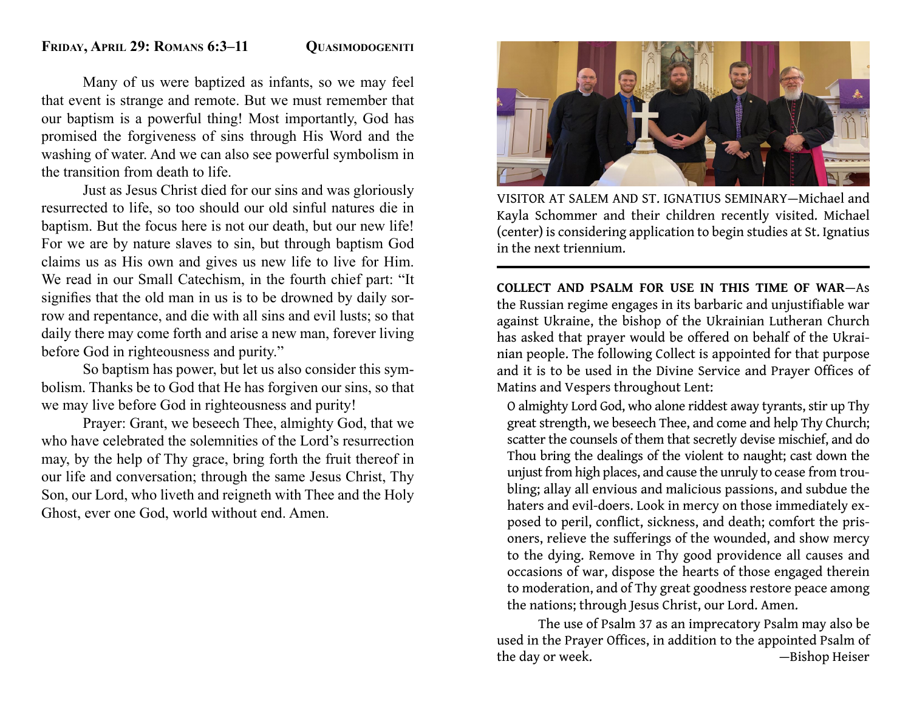## Friday, April 29: Romans 6:3–11 — Quasimodogeniti

Many of us were baptized as infants, so we may feel that event is strange and remote. But we must remember that our baptism is a powerful thing! Most importantly, God has promised the forgiveness of sins through His Word and the washing of water. And we can also see powerful symbolism in the transition from death to life.

Just as Jesus Christ died for our sins and was gloriously resurrected to life, so too should our old sinful natures die in baptism. But the focus here is not our death, but our new life! For we are by nature slaves to sin, but through baptism God claims us as His own and gives us new life to live for Him. We read in our Small Catechism, in the fourth chief part: "It signifies that the old man in us is to be drowned by daily sorrow and repentance, and die with all sins and evil lusts; so that daily there may come forth and arise a new man, forever living before God in righteousness and purity."

So baptism has power, but let us also consider this symbolism. Thanks be to God that He has forgiven our sins, so that we may live before God in righteousness and purity!

Prayer: Grant, we beseech Thee, almighty God, that we who have celebrated the solemnities of the Lord's resurrection may, by the help of Thy grace, bring forth the fruit thereof in our life and conversation; through the same Jesus Christ, Thy Son, our Lord, who liveth and reigneth with Thee and the Holy Ghost, ever one God, world without end. Amen.

VISITOR AT SALEM AND ST. IGNATIUS SEMINARY—Michael and Kayla Schommer and their children recently visited. Michael (center) is considering application to begin studies at St. Ignatius in the next triennium.

---

**COLLECT AND PSALM FOR USE IN THIS TIME OF WAR**—As the Russian regime engages in its barbaric and unjustifiable war against Ukraine, the bishop of the Ukrainian Lutheran Church has asked that prayer would be offered on behalf of the Ukrainian people. The following Collect is appointed for that purpose and it is to be used in the Divine Service and Prayer Offices of Matins and Vespers throughout Lent:

> O almighty Lord God, who alone riddest away tyrants, stir up Thy great strength, we beseech Thee, and come and help Thy Church; scatter the counsels of them that secretly devise mischief, and do Thou bring the dealings of the violent to naught; cast down the unjust from high places, and cause the unruly to cease from troubling; allay all envious and malicious passions, and subdue the haters and evil-doers. Look in mercy on those immediately exposed to peril, conflict, sickness, and death; comfort the prisoners, relieve the sufferings of the wounded, and show mercy to the dying. Remove in Thy good providence all causes and occasions of war, dispose the hearts of those engaged therein to moderation, and of Thy great goodness restore peace among the nations; through Jesus Christ, our Lord. Amen.

The use of Psalm 37 as an imprecatory Psalm may also be used in the Prayer Offices, in addition to the appointed Psalm of the day or week. —Bishop Heiser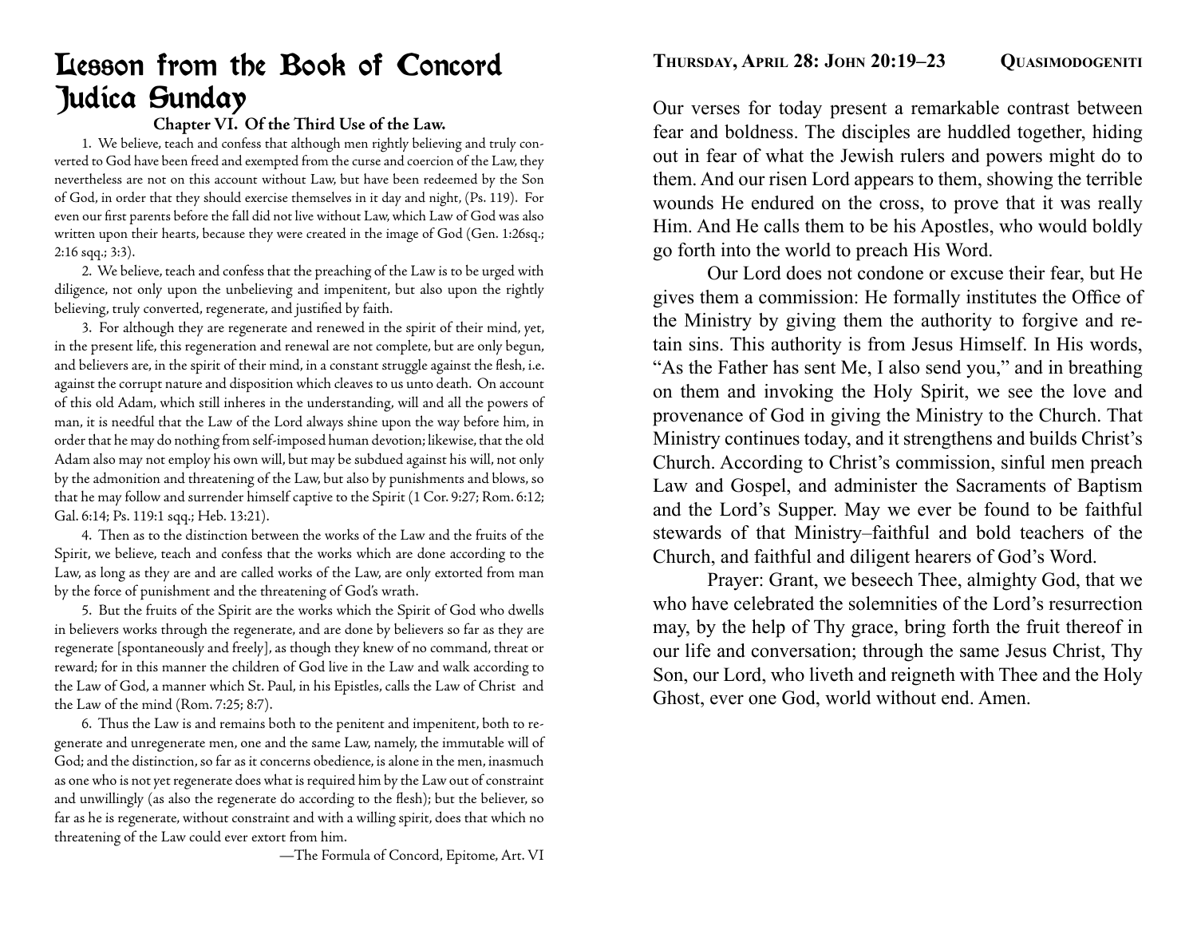# Lesson from the Book of Concord
# Judica Sunday

### Chapter VI. Of the Third Use of the Law.

1. We believe, teach and confess that although men rightly believing and truly converted to God have been freed and exempted from the curse and coercion of the Law, they nevertheless are not on this account without Law, but have been redeemed by the Son of God, in order that they should exercise themselves in it day and night, (Ps. 119). For even our first parents before the fall did not live without Law, which Law of God was also written upon their hearts, because they were created in the image of God (Gen. 1:26sq.; 2:16 sqq.; 3:3).

2. We believe, teach and confess that the preaching of the Law is to be urged with diligence, not only upon the unbelieving and impenitent, but also upon the rightly believing, truly converted, regenerate, and justified by faith.

3. For although they are regenerate and renewed in the spirit of their mind, yet, in the present life, this regeneration and renewal are not complete, but are only begun, and believers are, in the spirit of their mind, in a constant struggle against the flesh, i.e. against the corrupt nature and disposition which cleaves to us unto death. On account of this old Adam, which still inheres in the understanding, will and all the powers of man, it is needful that the Law of the Lord always shine upon the way before him, in order that he may do nothing from self-imposed human devotion; likewise, that the old Adam also may not employ his own will, but may be subdued against his will, not only by the admonition and threatening of the Law, but also by punishments and blows, so that he may follow and surrender himself captive to the Spirit (1 Cor. 9:27; Rom. 6:12; Gal. 6:14; Ps. 119:1 sqq.; Heb. 13:21).

4. Then as to the distinction between the works of the Law and the fruits of the Spirit, we believe, teach and confess that the works which are done according to the Law, as long as they are and are called works of the Law, are only extorted from man by the force of punishment and the threatening of God's wrath.

5. But the fruits of the Spirit are the works which the Spirit of God who dwells in believers works through the regenerate, and are done by believers so far as they are regenerate [spontaneously and freely], as though they knew of no command, threat or reward; for in this manner the children of God live in the Law and walk according to the Law of God, a manner which St. Paul, in his Epistles, calls the Law of Christ and the Law of the mind (Rom. 7:25; 8:7).

6. Thus the Law is and remains both to the penitent and impenitent, both to regenerate and unregenerate men, one and the same Law, namely, the immutable will of God; and the distinction, so far as it concerns obedience, is alone in the men, inasmuch as one who is not yet regenerate does what is required him by the Law out of constraint and unwillingly (as also the regenerate do according to the flesh); but the believer, so far as he is regenerate, without constraint and with a willing spirit, does that which no threatening of the Law could ever extort from him.

—The Formula of Concord, Epitome, Art. VI

**Thursday, April 28: John 20:19–23** **Quasimodogeniti**

Our verses for today present a remarkable contrast between fear and boldness. The disciples are huddled together, hiding out in fear of what the Jewish rulers and powers might do to them. And our risen Lord appears to them, showing the terrible wounds He endured on the cross, to prove that it was really Him. And He calls them to be his Apostles, who would boldly go forth into the world to preach His Word.

Our Lord does not condone or excuse their fear, but He gives them a commission: He formally institutes the Office of the Ministry by giving them the authority to forgive and retain sins. This authority is from Jesus Himself. In His words, "As the Father has sent Me, I also send you," and in breathing on them and invoking the Holy Spirit, we see the love and provenance of God in giving the Ministry to the Church. That Ministry continues today, and it strengthens and builds Christ's Church. According to Christ's commission, sinful men preach Law and Gospel, and administer the Sacraments of Baptism and the Lord's Supper. May we ever be found to be faithful stewards of that Ministry–faithful and bold teachers of the Church, and faithful and diligent hearers of God's Word.

Prayer: Grant, we beseech Thee, almighty God, that we who have celebrated the solemnities of the Lord's resurrection may, by the help of Thy grace, bring forth the fruit thereof in our life and conversation; through the same Jesus Christ, Thy Son, our Lord, who liveth and reigneth with Thee and the Holy Ghost, ever one God, world without end. Amen.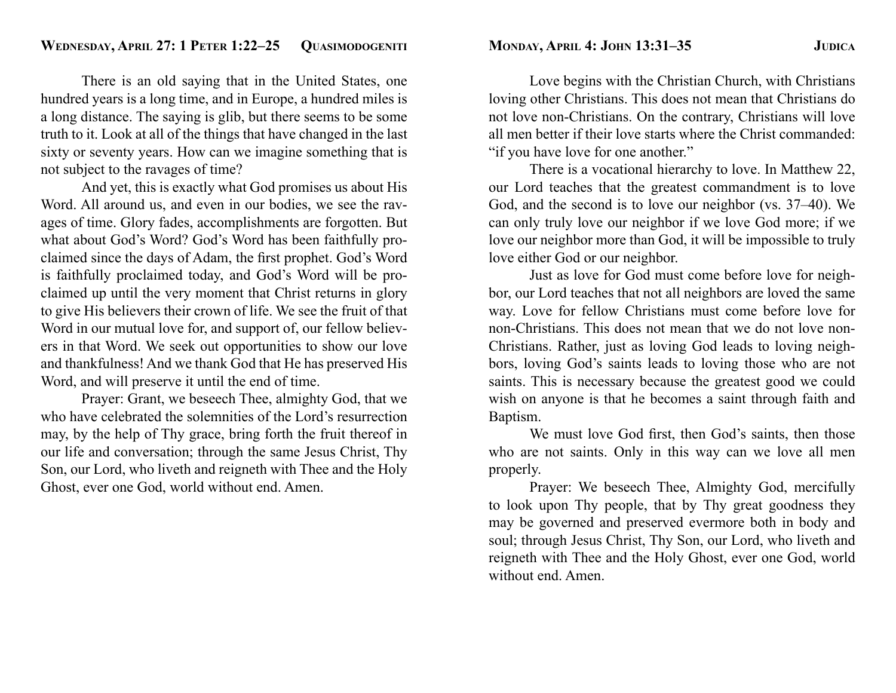## Wednesday, April 27: 1 Peter 1:22–25 — Quasimodogeniti

There is an old saying that in the United States, one hundred years is a long time, and in Europe, a hundred miles is a long distance. The saying is glib, but there seems to be some truth to it. Look at all of the things that have changed in the last sixty or seventy years. How can we imagine something that is not subject to the ravages of time?

And yet, this is exactly what God promises us about His Word. All around us, and even in our bodies, we see the ravages of time. Glory fades, accomplishments are forgotten. But what about God's Word? God's Word has been faithfully proclaimed since the days of Adam, the first prophet. God's Word is faithfully proclaimed today, and God's Word will be proclaimed up until the very moment that Christ returns in glory to give His believers their crown of life. We see the fruit of that Word in our mutual love for, and support of, our fellow believers in that Word. We seek out opportunities to show our love and thankfulness! And we thank God that He has preserved His Word, and will preserve it until the end of time.

Prayer: Grant, we beseech Thee, almighty God, that we who have celebrated the solemnities of the Lord's resurrection may, by the help of Thy grace, bring forth the fruit thereof in our life and conversation; through the same Jesus Christ, Thy Son, our Lord, who liveth and reigneth with Thee and the Holy Ghost, ever one God, world without end. Amen.

## Monday, April 4: John 13:31–35 — Judica

Love begins with the Christian Church, with Christians loving other Christians. This does not mean that Christians do not love non-Christians. On the contrary, Christians will love all men better if their love starts where the Christ commanded: "if you have love for one another."

There is a vocational hierarchy to love. In Matthew 22, our Lord teaches that the greatest commandment is to love God, and the second is to love our neighbor (vs. 37–40). We can only truly love our neighbor if we love God more; if we love our neighbor more than God, it will be impossible to truly love either God or our neighbor.

Just as love for God must come before love for neighbor, our Lord teaches that not all neighbors are loved the same way. Love for fellow Christians must come before love for non-Christians. This does not mean that we do not love non-Christians. Rather, just as loving God leads to loving neighbors, loving God's saints leads to loving those who are not saints. This is necessary because the greatest good we could wish on anyone is that he becomes a saint through faith and Baptism.

We must love God first, then God's saints, then those who are not saints. Only in this way can we love all men properly.

Prayer: We beseech Thee, Almighty God, mercifully to look upon Thy people, that by Thy great goodness they may be governed and preserved evermore both in body and soul; through Jesus Christ, Thy Son, our Lord, who liveth and reigneth with Thee and the Holy Ghost, ever one God, world without end. Amen.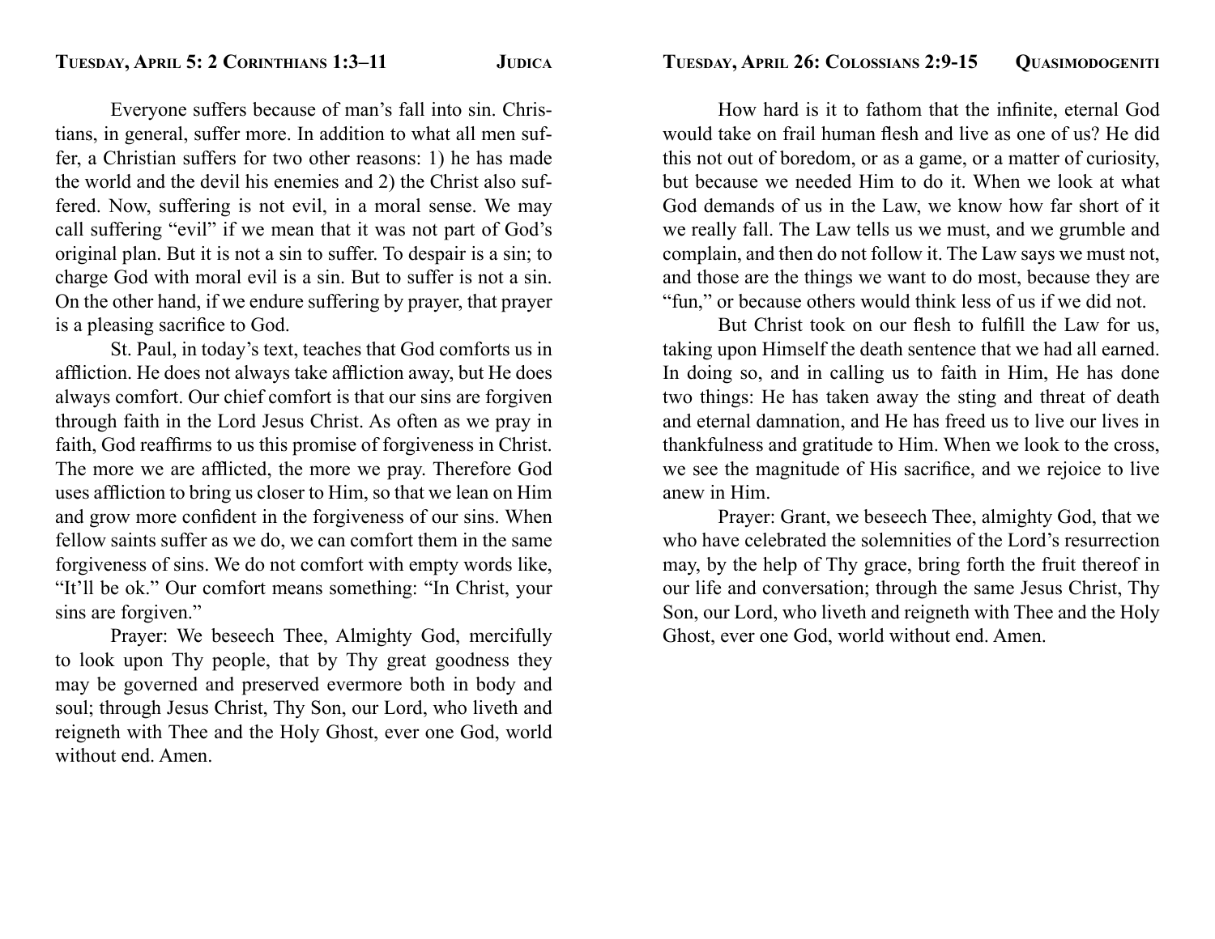## Tuesday, April 5: 2 Corinthians 1:3–11 — Judica

Everyone suffers because of man's fall into sin. Christians, in general, suffer more. In addition to what all men suffer, a Christian suffers for two other reasons: 1) he has made the world and the devil his enemies and 2) the Christ also suffered. Now, suffering is not evil, in a moral sense. We may call suffering "evil" if we mean that it was not part of God's original plan. But it is not a sin to suffer. To despair is a sin; to charge God with moral evil is a sin. But to suffer is not a sin. On the other hand, if we endure suffering by prayer, that prayer is a pleasing sacrifice to God.

St. Paul, in today's text, teaches that God comforts us in affliction. He does not always take affliction away, but He does always comfort. Our chief comfort is that our sins are forgiven through faith in the Lord Jesus Christ. As often as we pray in faith, God reaffirms to us this promise of forgiveness in Christ. The more we are afflicted, the more we pray. Therefore God uses affliction to bring us closer to Him, so that we lean on Him and grow more confident in the forgiveness of our sins. When fellow saints suffer as we do, we can comfort them in the same forgiveness of sins. We do not comfort with empty words like, "It'll be ok." Our comfort means something: "In Christ, your sins are forgiven."

Prayer: We beseech Thee, Almighty God, mercifully to look upon Thy people, that by Thy great goodness they may be governed and preserved evermore both in body and soul; through Jesus Christ, Thy Son, our Lord, who liveth and reigneth with Thee and the Holy Ghost, ever one God, world without end. Amen.

## Tuesday, April 26: Colossians 2:9-15 — Quasimodogeniti

How hard is it to fathom that the infinite, eternal God would take on frail human flesh and live as one of us? He did this not out of boredom, or as a game, or a matter of curiosity, but because we needed Him to do it. When we look at what God demands of us in the Law, we know how far short of it we really fall. The Law tells us we must, and we grumble and complain, and then do not follow it. The Law says we must not, and those are the things we want to do most, because they are "fun," or because others would think less of us if we did not.

But Christ took on our flesh to fulfill the Law for us, taking upon Himself the death sentence that we had all earned. In doing so, and in calling us to faith in Him, He has done two things: He has taken away the sting and threat of death and eternal damnation, and He has freed us to live our lives in thankfulness and gratitude to Him. When we look to the cross, we see the magnitude of His sacrifice, and we rejoice to live anew in Him.

Prayer: Grant, we beseech Thee, almighty God, that we who have celebrated the solemnities of the Lord's resurrection may, by the help of Thy grace, bring forth the fruit thereof in our life and conversation; through the same Jesus Christ, Thy Son, our Lord, who liveth and reigneth with Thee and the Holy Ghost, ever one God, world without end. Amen.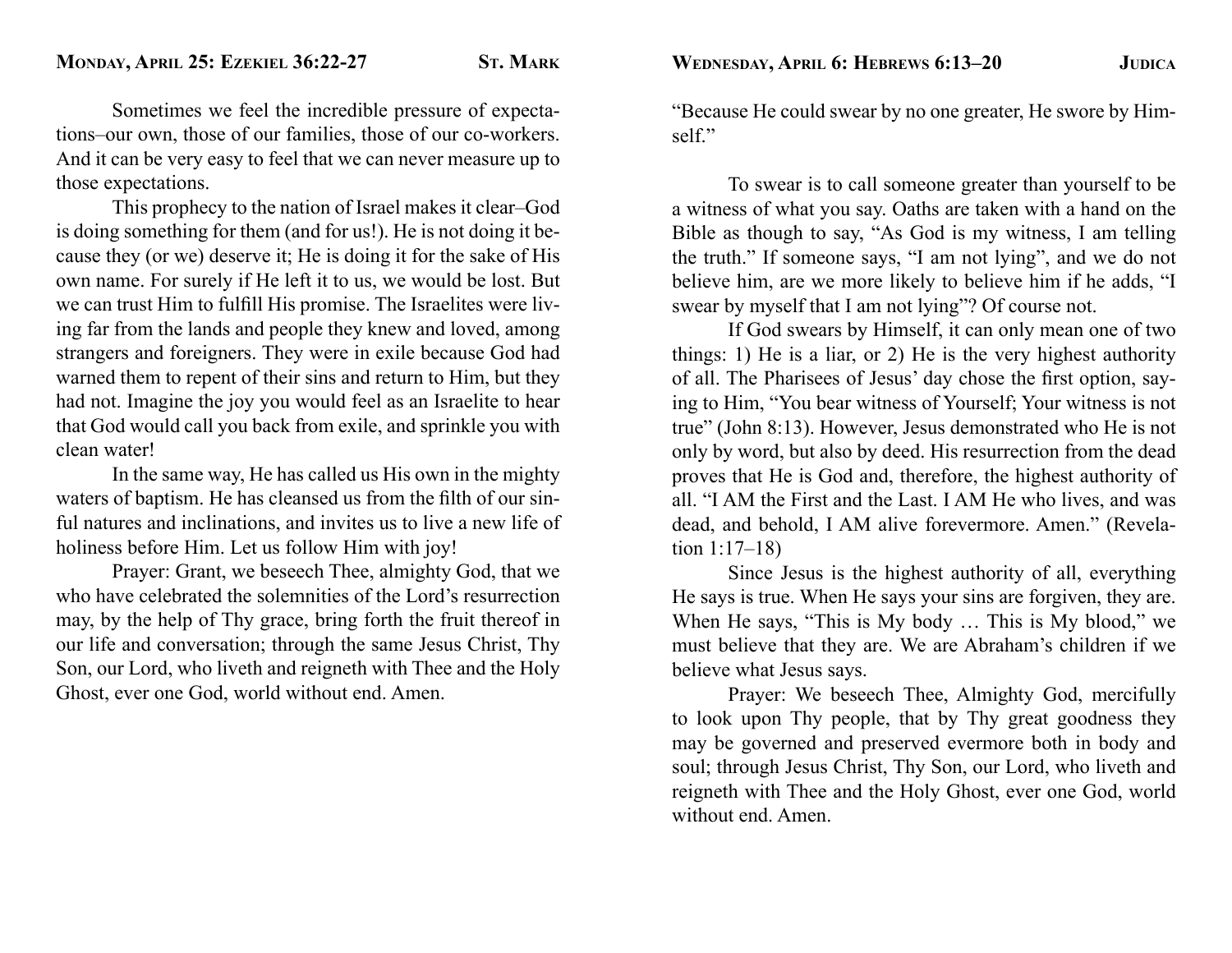## Monday, April 25: Ezekiel 36:22-27 — St. Mark

Sometimes we feel the incredible pressure of expectations–our own, those of our families, those of our co-workers. And it can be very easy to feel that we can never measure up to those expectations.

This prophecy to the nation of Israel makes it clear–God is doing something for them (and for us!). He is not doing it because they (or we) deserve it; He is doing it for the sake of His own name. For surely if He left it to us, we would be lost. But we can trust Him to fulfill His promise. The Israelites were living far from the lands and people they knew and loved, among strangers and foreigners. They were in exile because God had warned them to repent of their sins and return to Him, but they had not. Imagine the joy you would feel as an Israelite to hear that God would call you back from exile, and sprinkle you with clean water!

In the same way, He has called us His own in the mighty waters of baptism. He has cleansed us from the filth of our sinful natures and inclinations, and invites us to live a new life of holiness before Him. Let us follow Him with joy!

Prayer: Grant, we beseech Thee, almighty God, that we who have celebrated the solemnities of the Lord's resurrection may, by the help of Thy grace, bring forth the fruit thereof in our life and conversation; through the same Jesus Christ, Thy Son, our Lord, who liveth and reigneth with Thee and the Holy Ghost, ever one God, world without end. Amen.

## Wednesday, April 6: Hebrews 6:13–20 — Judica

"Because He could swear by no one greater, He swore by Himself."

To swear is to call someone greater than yourself to be a witness of what you say. Oaths are taken with a hand on the Bible as though to say, "As God is my witness, I am telling the truth." If someone says, "I am not lying", and we do not believe him, are we more likely to believe him if he adds, "I swear by myself that I am not lying"? Of course not.

If God swears by Himself, it can only mean one of two things: 1) He is a liar, or 2) He is the very highest authority of all. The Pharisees of Jesus' day chose the first option, saying to Him, "You bear witness of Yourself; Your witness is not true" (John 8:13). However, Jesus demonstrated who He is not only by word, but also by deed. His resurrection from the dead proves that He is God and, therefore, the highest authority of all. "I AM the First and the Last. I AM He who lives, and was dead, and behold, I AM alive forevermore. Amen." (Revelation 1:17–18)

Since Jesus is the highest authority of all, everything He says is true. When He says your sins are forgiven, they are. When He says, "This is My body … This is My blood," we must believe that they are. We are Abraham's children if we believe what Jesus says.

Prayer: We beseech Thee, Almighty God, mercifully to look upon Thy people, that by Thy great goodness they may be governed and preserved evermore both in body and soul; through Jesus Christ, Thy Son, our Lord, who liveth and reigneth with Thee and the Holy Ghost, ever one God, world without end. Amen.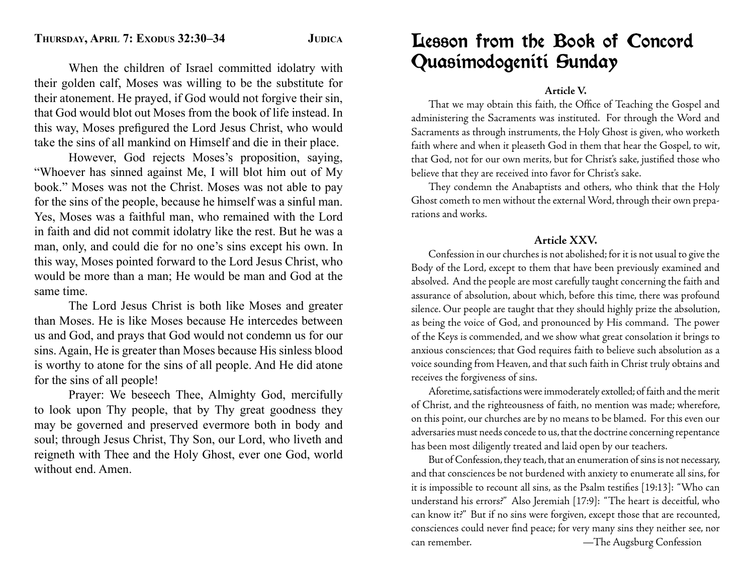## Thursday, April 7: Exodus 32:30–34 — Judica

When the children of Israel committed idolatry with their golden calf, Moses was willing to be the substitute for their atonement. He prayed, if God would not forgive their sin, that God would blot out Moses from the book of life instead. In this way, Moses prefigured the Lord Jesus Christ, who would take the sins of all mankind on Himself and die in their place.

However, God rejects Moses's proposition, saying, "Whoever has sinned against Me, I will blot him out of My book." Moses was not the Christ. Moses was not able to pay for the sins of the people, because he himself was a sinful man. Yes, Moses was a faithful man, who remained with the Lord in faith and did not commit idolatry like the rest. But he was a man, only, and could die for no one's sins except his own. In this way, Moses pointed forward to the Lord Jesus Christ, who would be more than a man; He would be man and God at the same time.

The Lord Jesus Christ is both like Moses and greater than Moses. He is like Moses because He intercedes between us and God, and prays that God would not condemn us for our sins. Again, He is greater than Moses because His sinless blood is worthy to atone for the sins of all people. And He did atone for the sins of all people!

Prayer: We beseech Thee, Almighty God, mercifully to look upon Thy people, that by Thy great goodness they may be governed and preserved evermore both in body and soul; through Jesus Christ, Thy Son, our Lord, who liveth and reigneth with Thee and the Holy Ghost, ever one God, world without end. Amen.

# Lesson from the Book of Concord Quasimodogeniti Sunday

### Article V.

That we may obtain this faith, the Office of Teaching the Gospel and administering the Sacraments was instituted. For through the Word and Sacraments as through instruments, the Holy Ghost is given, who worketh faith where and when it pleaseth God in them that hear the Gospel, to wit, that God, not for our own merits, but for Christ's sake, justified those who believe that they are received into favor for Christ's sake.

They condemn the Anabaptists and others, who think that the Holy Ghost cometh to men without the external Word, through their own preparations and works.

### Article XXV.

Confession in our churches is not abolished; for it is not usual to give the Body of the Lord, except to them that have been previously examined and absolved. And the people are most carefully taught concerning the faith and assurance of absolution, about which, before this time, there was profound silence. Our people are taught that they should highly prize the absolution, as being the voice of God, and pronounced by His command. The power of the Keys is commended, and we show what great consolation it brings to anxious consciences; that God requires faith to believe such absolution as a voice sounding from Heaven, and that such faith in Christ truly obtains and receives the forgiveness of sins.

Aforetime, satisfactions were immoderately extolled; of faith and the merit of Christ, and the righteousness of faith, no mention was made; wherefore, on this point, our churches are by no means to be blamed. For this even our adversaries must needs concede to us, that the doctrine concerning repentance has been most diligently treated and laid open by our teachers.

But of Confession, they teach, that an enumeration of sins is not necessary, and that consciences be not burdened with anxiety to enumerate all sins, for it is impossible to recount all sins, as the Psalm testifies [19:13]: "Who can understand his errors?" Also Jeremiah [17:9]: "The heart is deceitful, who can know it?" But if no sins were forgiven, except those that are recounted, consciences could never find peace; for very many sins they neither see, nor can remember.

—The Augsburg Confession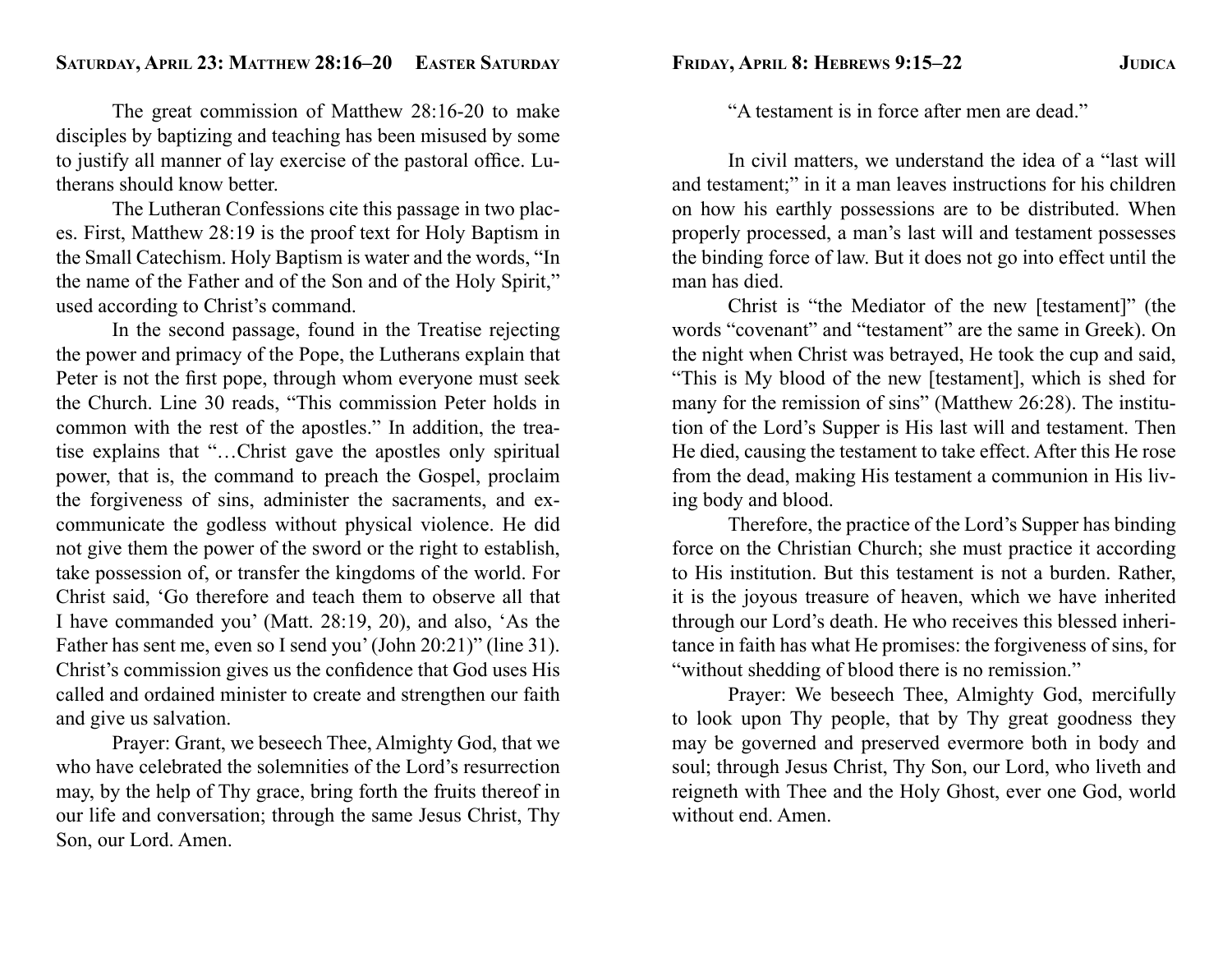## Saturday, April 23: Matthew 28:16–20 Easter Saturday

The great commission of Matthew 28:16-20 to make disciples by baptizing and teaching has been misused by some to justify all manner of lay exercise of the pastoral office. Lutherans should know better.

The Lutheran Confessions cite this passage in two places. First, Matthew 28:19 is the proof text for Holy Baptism in the Small Catechism. Holy Baptism is water and the words, "In the name of the Father and of the Son and of the Holy Spirit," used according to Christ's command.

In the second passage, found in the Treatise rejecting the power and primacy of the Pope, the Lutherans explain that Peter is not the first pope, through whom everyone must seek the Church. Line 30 reads, "This commission Peter holds in common with the rest of the apostles." In addition, the treatise explains that "…Christ gave the apostles only spiritual power, that is, the command to preach the Gospel, proclaim the forgiveness of sins, administer the sacraments, and excommunicate the godless without physical violence. He did not give them the power of the sword or the right to establish, take possession of, or transfer the kingdoms of the world. For Christ said, 'Go therefore and teach them to observe all that I have commanded you' (Matt. 28:19, 20), and also, 'As the Father has sent me, even so I send you' (John 20:21)" (line 31). Christ's commission gives us the confidence that God uses His called and ordained minister to create and strengthen our faith and give us salvation.

Prayer: Grant, we beseech Thee, Almighty God, that we who have celebrated the solemnities of the Lord's resurrection may, by the help of Thy grace, bring forth the fruits thereof in our life and conversation; through the same Jesus Christ, Thy Son, our Lord. Amen.

## Friday, April 8: Hebrews 9:15–22 Judica

"A testament is in force after men are dead."

In civil matters, we understand the idea of a "last will and testament;" in it a man leaves instructions for his children on how his earthly possessions are to be distributed. When properly processed, a man's last will and testament possesses the binding force of law. But it does not go into effect until the man has died.

Christ is "the Mediator of the new [testament]" (the words "covenant" and "testament" are the same in Greek). On the night when Christ was betrayed, He took the cup and said, "This is My blood of the new [testament], which is shed for many for the remission of sins" (Matthew 26:28). The institution of the Lord's Supper is His last will and testament. Then He died, causing the testament to take effect. After this He rose from the dead, making His testament a communion in His living body and blood.

Therefore, the practice of the Lord's Supper has binding force on the Christian Church; she must practice it according to His institution. But this testament is not a burden. Rather, it is the joyous treasure of heaven, which we have inherited through our Lord's death. He who receives this blessed inheritance in faith has what He promises: the forgiveness of sins, for "without shedding of blood there is no remission."

Prayer: We beseech Thee, Almighty God, mercifully to look upon Thy people, that by Thy great goodness they may be governed and preserved evermore both in body and soul; through Jesus Christ, Thy Son, our Lord, who liveth and reigneth with Thee and the Holy Ghost, ever one God, world without end. Amen.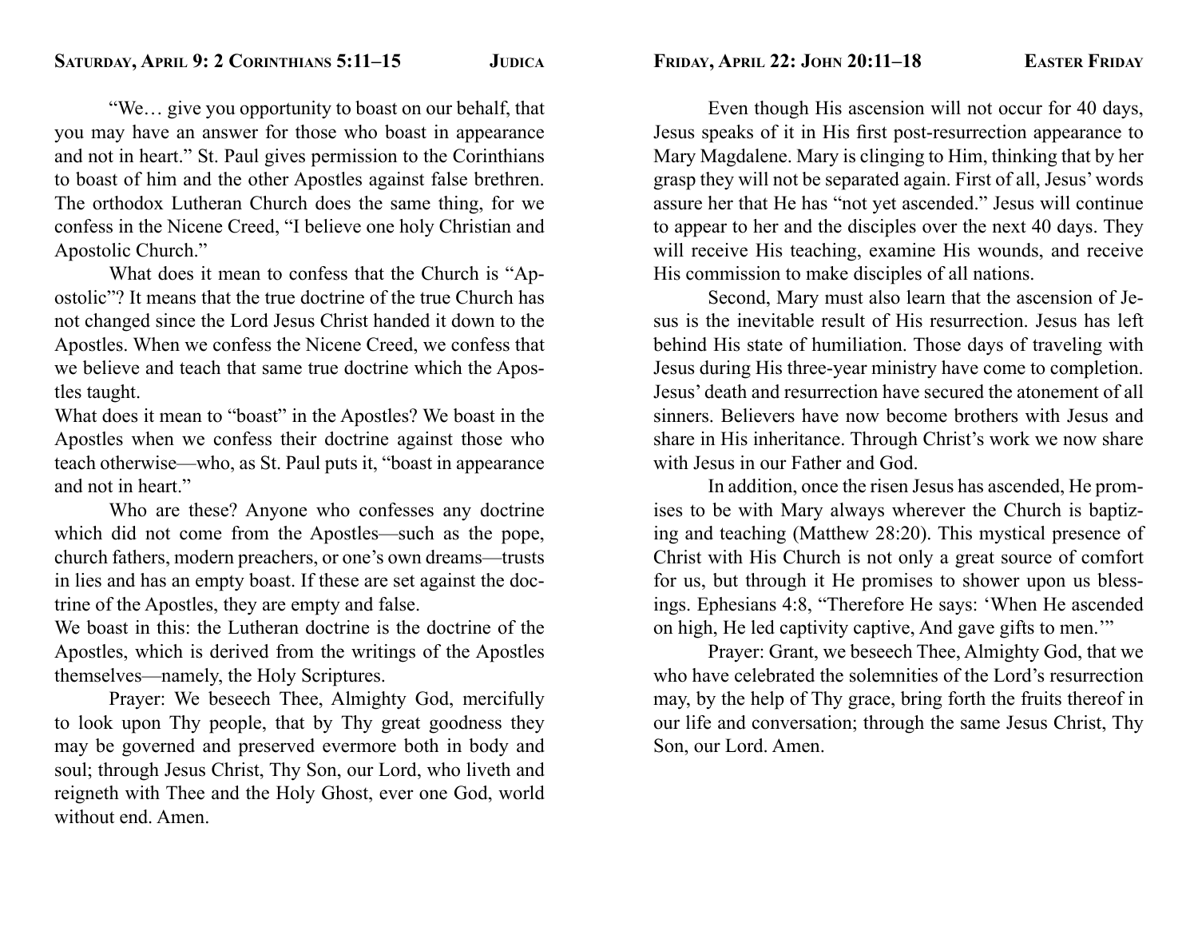## Saturday, April 9: 2 Corinthians 5:11–15 — Judica

"We… give you opportunity to boast on our behalf, that you may have an answer for those who boast in appearance and not in heart." St. Paul gives permission to the Corinthians to boast of him and the other Apostles against false brethren. The orthodox Lutheran Church does the same thing, for we confess in the Nicene Creed, "I believe one holy Christian and Apostolic Church."

What does it mean to confess that the Church is "Apostolic"? It means that the true doctrine of the true Church has not changed since the Lord Jesus Christ handed it down to the Apostles. When we confess the Nicene Creed, we confess that we believe and teach that same true doctrine which the Apostles taught.

What does it mean to "boast" in the Apostles? We boast in the Apostles when we confess their doctrine against those who teach otherwise—who, as St. Paul puts it, "boast in appearance and not in heart."

Who are these? Anyone who confesses any doctrine which did not come from the Apostles—such as the pope, church fathers, modern preachers, or one's own dreams—trusts in lies and has an empty boast. If these are set against the doctrine of the Apostles, they are empty and false.

We boast in this: the Lutheran doctrine is the doctrine of the Apostles, which is derived from the writings of the Apostles themselves—namely, the Holy Scriptures.

Prayer: We beseech Thee, Almighty God, mercifully to look upon Thy people, that by Thy great goodness they may be governed and preserved evermore both in body and soul; through Jesus Christ, Thy Son, our Lord, who liveth and reigneth with Thee and the Holy Ghost, ever one God, world without end. Amen.

## Friday, April 22: John 20:11–18 — Easter Friday

Even though His ascension will not occur for 40 days, Jesus speaks of it in His first post-resurrection appearance to Mary Magdalene. Mary is clinging to Him, thinking that by her grasp they will not be separated again. First of all, Jesus' words assure her that He has "not yet ascended." Jesus will continue to appear to her and the disciples over the next 40 days. They will receive His teaching, examine His wounds, and receive His commission to make disciples of all nations.

Second, Mary must also learn that the ascension of Jesus is the inevitable result of His resurrection. Jesus has left behind His state of humiliation. Those days of traveling with Jesus during His three-year ministry have come to completion. Jesus' death and resurrection have secured the atonement of all sinners. Believers have now become brothers with Jesus and share in His inheritance. Through Christ's work we now share with Jesus in our Father and God.

In addition, once the risen Jesus has ascended, He promises to be with Mary always wherever the Church is baptizing and teaching (Matthew 28:20). This mystical presence of Christ with His Church is not only a great source of comfort for us, but through it He promises to shower upon us blessings. Ephesians 4:8, "Therefore He says: 'When He ascended on high, He led captivity captive, And gave gifts to men.'"

Prayer: Grant, we beseech Thee, Almighty God, that we who have celebrated the solemnities of the Lord's resurrection may, by the help of Thy grace, bring forth the fruits thereof in our life and conversation; through the same Jesus Christ, Thy Son, our Lord. Amen.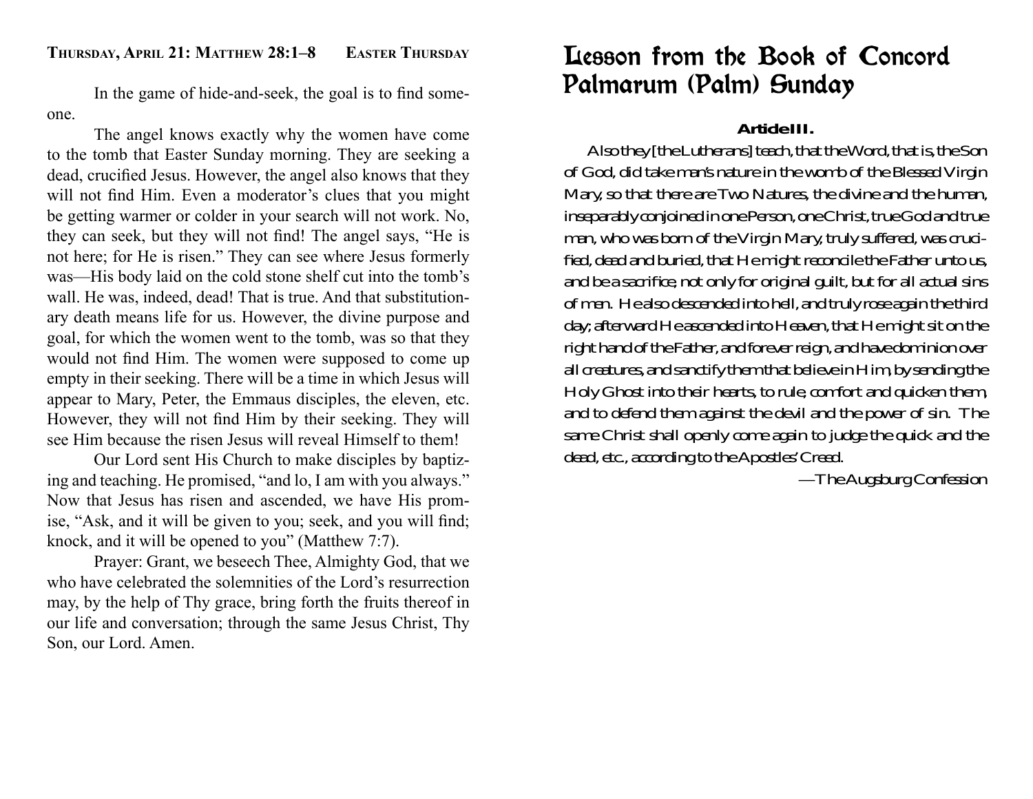**Thursday, April 21: Matthew 28:1–8** **Easter Thursday**

In the game of hide-and-seek, the goal is to find someone.

The angel knows exactly why the women have come to the tomb that Easter Sunday morning. They are seeking a dead, crucified Jesus. However, the angel also knows that they will not find Him. Even a moderator's clues that you might be getting warmer or colder in your search will not work. No, they can seek, but they will not find! The angel says, "He is not here; for He is risen." They can see where Jesus formerly was—His body laid on the cold stone shelf cut into the tomb's wall. He was, indeed, dead! That is true. And that substitutionary death means life for us. However, the divine purpose and goal, for which the women went to the tomb, was so that they would not find Him. The women were supposed to come up empty in their seeking. There will be a time in which Jesus will appear to Mary, Peter, the Emmaus disciples, the eleven, etc. However, they will not find Him by their seeking. They will see Him because the risen Jesus will reveal Himself to them!

Our Lord sent His Church to make disciples by baptizing and teaching. He promised, "and lo, I am with you always." Now that Jesus has risen and ascended, we have His promise, "Ask, and it will be given to you; seek, and you will find; knock, and it will be opened to you" (Matthew 7:7).

Prayer: Grant, we beseech Thee, Almighty God, that we who have celebrated the solemnities of the Lord's resurrection may, by the help of Thy grace, bring forth the fruits thereof in our life and conversation; through the same Jesus Christ, Thy Son, our Lord. Amen.

# Lesson from the Book of Concord
# Palmarum (Palm) Sunday

**Article III.**

Also they [the Lutherans] teach, that the Word, that is, the Son of God, did take man's nature in the womb of the Blessed Virgin Mary, so that there are Two Natures, the divine and the human, inseparably conjoined in one Person, one Christ, true God and true man, who was born of the Virgin Mary, truly suffered, was crucified, dead and buried, that He might reconcile the Father unto us, and be a sacrifice, not only for original guilt, but for all actual sins of men. He also descended into hell, and truly rose again the third day; afterward He ascended into Heaven, that He might sit on the right hand of the Father, and forever reign, and have dominion over all creatures, and sanctify them that believe in Him, by sending the Holy Ghost into their hearts, to rule, comfort and quicken them, and to defend them against the devil and the power of sin. The same Christ shall openly come again to judge the quick and the dead, etc., according to the Apostles' Creed.

—The Augsburg Confession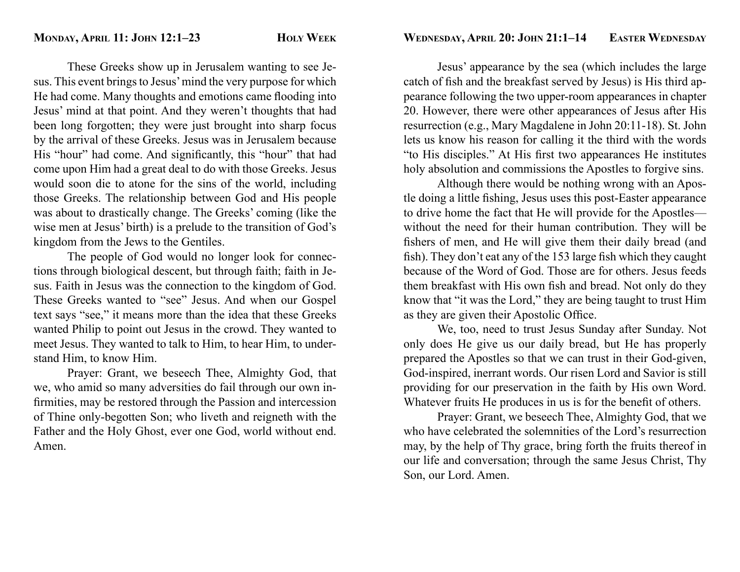## Monday, April 11: John 12:1–23 — Holy Week

These Greeks show up in Jerusalem wanting to see Jesus. This event brings to Jesus' mind the very purpose for which He had come. Many thoughts and emotions came flooding into Jesus' mind at that point. And they weren't thoughts that had been long forgotten; they were just brought into sharp focus by the arrival of these Greeks. Jesus was in Jerusalem because His "hour" had come. And significantly, this "hour" that had come upon Him had a great deal to do with those Greeks. Jesus would soon die to atone for the sins of the world, including those Greeks. The relationship between God and His people was about to drastically change. The Greeks' coming (like the wise men at Jesus' birth) is a prelude to the transition of God's kingdom from the Jews to the Gentiles.

The people of God would no longer look for connections through biological descent, but through faith; faith in Jesus. Faith in Jesus was the connection to the kingdom of God. These Greeks wanted to "see" Jesus. And when our Gospel text says "see," it means more than the idea that these Greeks wanted Philip to point out Jesus in the crowd. They wanted to meet Jesus. They wanted to talk to Him, to hear Him, to understand Him, to know Him.

Prayer: Grant, we beseech Thee, Almighty God, that we, who amid so many adversities do fail through our own infirmities, may be restored through the Passion and intercession of Thine only-begotten Son; who liveth and reigneth with the Father and the Holy Ghost, ever one God, world without end. Amen.

## Wednesday, April 20: John 21:1–14 — Easter Wednesday

Jesus' appearance by the sea (which includes the large catch of fish and the breakfast served by Jesus) is His third appearance following the two upper-room appearances in chapter 20. However, there were other appearances of Jesus after His resurrection (e.g., Mary Magdalene in John 20:11-18). St. John lets us know his reason for calling it the third with the words "to His disciples." At His first two appearances He institutes holy absolution and commissions the Apostles to forgive sins.

Although there would be nothing wrong with an Apostle doing a little fishing, Jesus uses this post-Easter appearance to drive home the fact that He will provide for the Apostles—without the need for their human contribution. They will be fishers of men, and He will give them their daily bread (and fish). They don't eat any of the 153 large fish which they caught because of the Word of God. Those are for others. Jesus feeds them breakfast with His own fish and bread. Not only do they know that "it was the Lord," they are being taught to trust Him as they are given their Apostolic Office.

We, too, need to trust Jesus Sunday after Sunday. Not only does He give us our daily bread, but He has properly prepared the Apostles so that we can trust in their God-given, God-inspired, inerrant words. Our risen Lord and Savior is still providing for our preservation in the faith by His own Word. Whatever fruits He produces in us is for the benefit of others.

Prayer: Grant, we beseech Thee, Almighty God, that we who have celebrated the solemnities of the Lord's resurrection may, by the help of Thy grace, bring forth the fruits thereof in our life and conversation; through the same Jesus Christ, Thy Son, our Lord. Amen.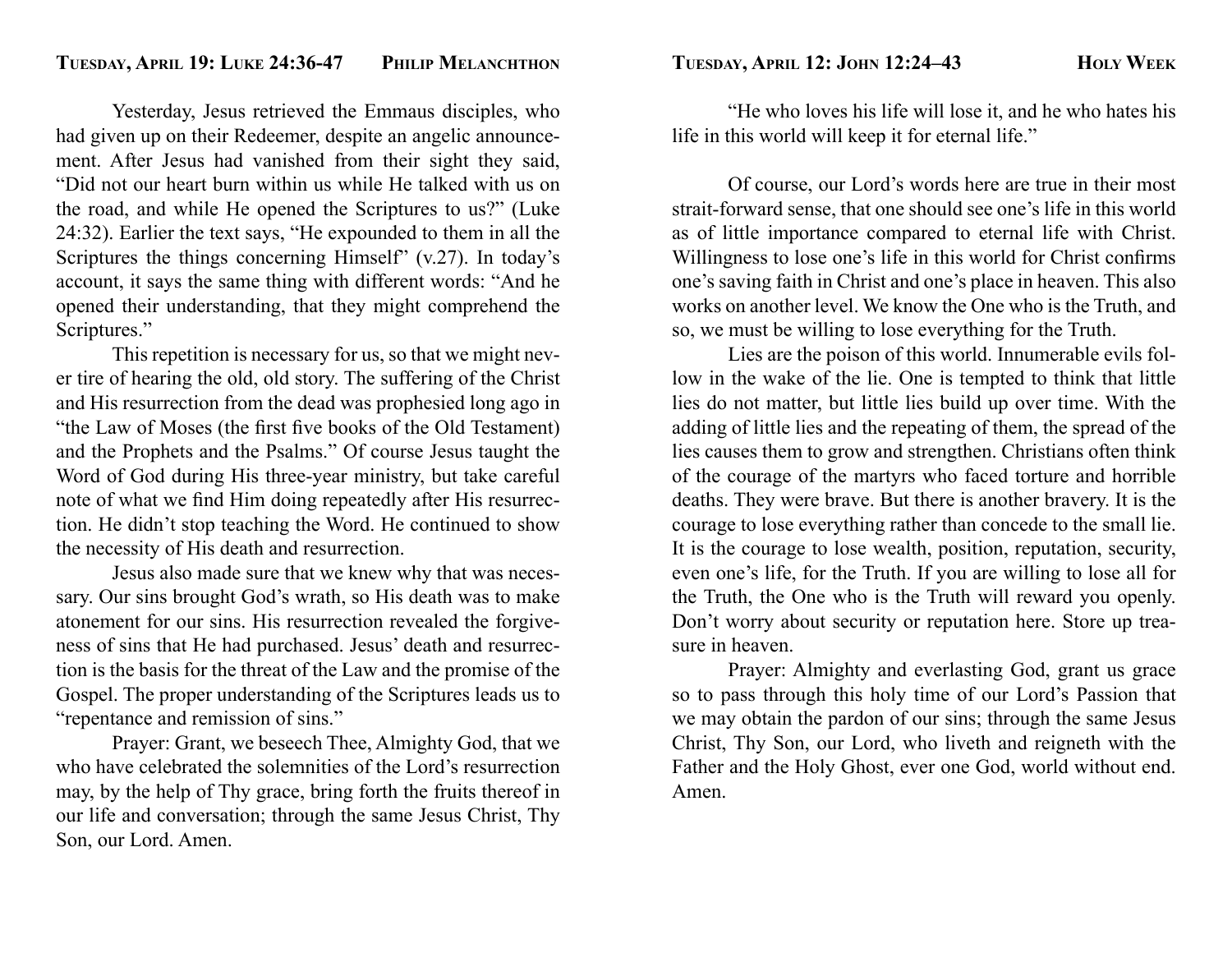## Tuesday, April 19: Luke 24:36-47 — Philip Melanchthon

Yesterday, Jesus retrieved the Emmaus disciples, who had given up on their Redeemer, despite an angelic announcement. After Jesus had vanished from their sight they said, "Did not our heart burn within us while He talked with us on the road, and while He opened the Scriptures to us?" (Luke 24:32). Earlier the text says, "He expounded to them in all the Scriptures the things concerning Himself" (v.27). In today's account, it says the same thing with different words: "And he opened their understanding, that they might comprehend the Scriptures."

This repetition is necessary for us, so that we might never tire of hearing the old, old story. The suffering of the Christ and His resurrection from the dead was prophesied long ago in "the Law of Moses (the first five books of the Old Testament) and the Prophets and the Psalms." Of course Jesus taught the Word of God during His three-year ministry, but take careful note of what we find Him doing repeatedly after His resurrection. He didn't stop teaching the Word. He continued to show the necessity of His death and resurrection.

Jesus also made sure that we knew why that was necessary. Our sins brought God's wrath, so His death was to make atonement for our sins. His resurrection revealed the forgiveness of sins that He had purchased. Jesus' death and resurrection is the basis for the threat of the Law and the promise of the Gospel. The proper understanding of the Scriptures leads us to "repentance and remission of sins."

Prayer: Grant, we beseech Thee, Almighty God, that we who have celebrated the solemnities of the Lord's resurrection may, by the help of Thy grace, bring forth the fruits thereof in our life and conversation; through the same Jesus Christ, Thy Son, our Lord. Amen.

## Tuesday, April 12: John 12:24–43 — Holy Week

"He who loves his life will lose it, and he who hates his life in this world will keep it for eternal life."

Of course, our Lord's words here are true in their most strait-forward sense, that one should see one's life in this world as of little importance compared to eternal life with Christ. Willingness to lose one's life in this world for Christ confirms one's saving faith in Christ and one's place in heaven. This also works on another level. We know the One who is the Truth, and so, we must be willing to lose everything for the Truth.

Lies are the poison of this world. Innumerable evils follow in the wake of the lie. One is tempted to think that little lies do not matter, but little lies build up over time. With the adding of little lies and the repeating of them, the spread of the lies causes them to grow and strengthen. Christians often think of the courage of the martyrs who faced torture and horrible deaths. They were brave. But there is another bravery. It is the courage to lose everything rather than concede to the small lie. It is the courage to lose wealth, position, reputation, security, even one's life, for the Truth. If you are willing to lose all for the Truth, the One who is the Truth will reward you openly. Don't worry about security or reputation here. Store up treasure in heaven.

Prayer: Almighty and everlasting God, grant us grace so to pass through this holy time of our Lord's Passion that we may obtain the pardon of our sins; through the same Jesus Christ, Thy Son, our Lord, who liveth and reigneth with the Father and the Holy Ghost, ever one God, world without end. Amen.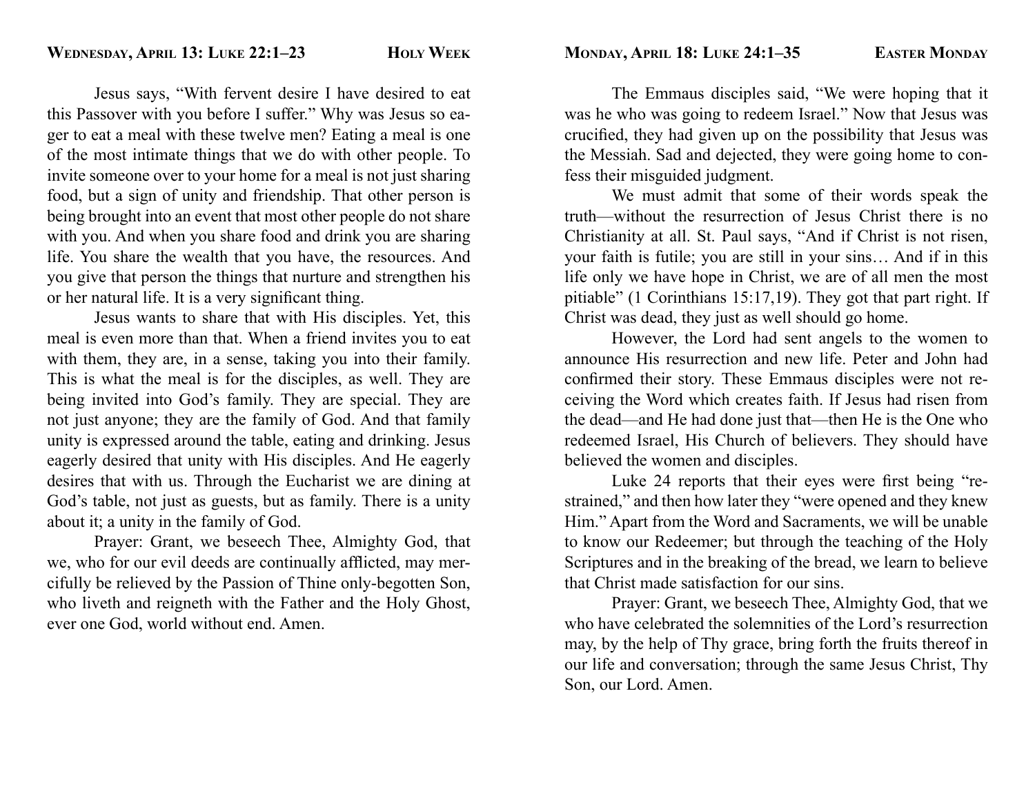## Wednesday, April 13: Luke 22:1–23 — Holy Week

Jesus says, "With fervent desire I have desired to eat this Passover with you before I suffer." Why was Jesus so eager to eat a meal with these twelve men? Eating a meal is one of the most intimate things that we do with other people. To invite someone over to your home for a meal is not just sharing food, but a sign of unity and friendship. That other person is being brought into an event that most other people do not share with you. And when you share food and drink you are sharing life. You share the wealth that you have, the resources. And you give that person the things that nurture and strengthen his or her natural life. It is a very significant thing.

Jesus wants to share that with His disciples. Yet, this meal is even more than that. When a friend invites you to eat with them, they are, in a sense, taking you into their family. This is what the meal is for the disciples, as well. They are being invited into God's family. They are special. They are not just anyone; they are the family of God. And that family unity is expressed around the table, eating and drinking. Jesus eagerly desired that unity with His disciples. And He eagerly desires that with us. Through the Eucharist we are dining at God's table, not just as guests, but as family. There is a unity about it; a unity in the family of God.

Prayer: Grant, we beseech Thee, Almighty God, that we, who for our evil deeds are continually afflicted, may mercifully be relieved by the Passion of Thine only-begotten Son, who liveth and reigneth with the Father and the Holy Ghost, ever one God, world without end. Amen.

## Monday, April 18: Luke 24:1–35 — Easter Monday

The Emmaus disciples said, "We were hoping that it was he who was going to redeem Israel." Now that Jesus was crucified, they had given up on the possibility that Jesus was the Messiah. Sad and dejected, they were going home to confess their misguided judgment.

We must admit that some of their words speak the truth—without the resurrection of Jesus Christ there is no Christianity at all. St. Paul says, "And if Christ is not risen, your faith is futile; you are still in your sins… And if in this life only we have hope in Christ, we are of all men the most pitiable" (1 Corinthians 15:17,19). They got that part right. If Christ was dead, they just as well should go home.

However, the Lord had sent angels to the women to announce His resurrection and new life. Peter and John had confirmed their story. These Emmaus disciples were not receiving the Word which creates faith. If Jesus had risen from the dead—and He had done just that—then He is the One who redeemed Israel, His Church of believers. They should have believed the women and disciples.

Luke 24 reports that their eyes were first being "restrained," and then how later they "were opened and they knew Him." Apart from the Word and Sacraments, we will be unable to know our Redeemer; but through the teaching of the Holy Scriptures and in the breaking of the bread, we learn to believe that Christ made satisfaction for our sins.

Prayer: Grant, we beseech Thee, Almighty God, that we who have celebrated the solemnities of the Lord's resurrection may, by the help of Thy grace, bring forth the fruits thereof in our life and conversation; through the same Jesus Christ, Thy Son, our Lord. Amen.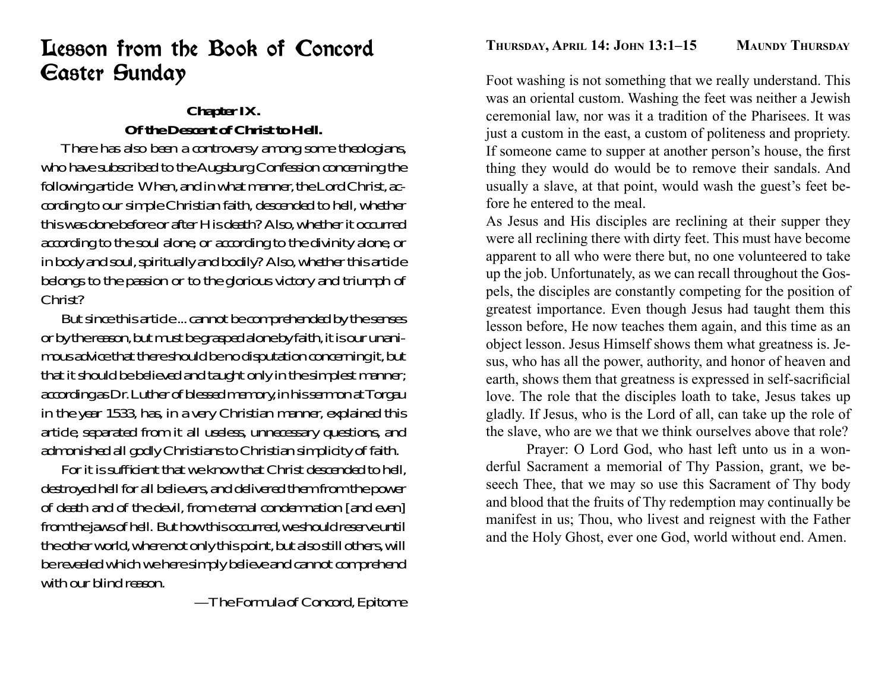# Lesson from the Book of Concord Easter Sunday

**Chapter IX.**

**Of the Descent of Christ to Hell.**

There has also been a controversy among some theologians, who have subscribed to the Augsburg Confession concerning the following article: When, and in what manner, the Lord Christ, according to our simple Christian faith, descended to hell, whether this was done before or after His death? Also, whether it occurred according to the soul alone, or according to the divinity alone, or in body and soul, spiritually and bodily? Also, whether this article belongs to the passion or to the glorious victory and triumph of Christ?

But since this article ... cannot be comprehended by the senses or by the reason, but must be grasped alone by faith, it is our unanimous advice that there should be no disputation concerning it, but that it should be believed and taught only in the simplest manner; according as Dr. Luther of blessed memory, in his sermon at Torgau in the year 1533, has, in a very Christian manner, explained this article, separated from it all useless, unnecessary questions, and admonished all godly Christians to Christian simplicity of faith.

For it is sufficient that we know that Christ descended to hell, destroyed hell for all believers, and delivered them from the power of death and of the devil, from eternal condemnation [and even] from the jaws of hell. But how this occurred, we should reserve until the other world, where not only this point, but also still others, will be revealed which we here simply believe and cannot comprehend with our blind reason.

—The Formula of Concord, Epitome

**Thursday, April 14: John 13:1–15 — Maundy Thursday**

Foot washing is not something that we really understand. This was an oriental custom. Washing the feet was neither a Jewish ceremonial law, nor was it a tradition of the Pharisees. It was just a custom in the east, a custom of politeness and propriety. If someone came to supper at another person's house, the first thing they would do would be to remove their sandals. And usually a slave, at that point, would wash the guest's feet before he entered to the meal.

As Jesus and His disciples are reclining at their supper they were all reclining there with dirty feet. This must have become apparent to all who were there but, no one volunteered to take up the job. Unfortunately, as we can recall throughout the Gospels, the disciples are constantly competing for the position of greatest importance. Even though Jesus had taught them this lesson before, He now teaches them again, and this time as an object lesson. Jesus Himself shows them what greatness is. Jesus, who has all the power, authority, and honor of heaven and earth, shows them that greatness is expressed in self-sacrificial love. The role that the disciples loath to take, Jesus takes up gladly. If Jesus, who is the Lord of all, can take up the role of the slave, who are we that we think ourselves above that role?

Prayer: O Lord God, who hast left unto us in a wonderful Sacrament a memorial of Thy Passion, grant, we beseech Thee, that we may so use this Sacrament of Thy body and blood that the fruits of Thy redemption may continually be manifest in us; Thou, who livest and reignest with the Father and the Holy Ghost, ever one God, world without end. Amen.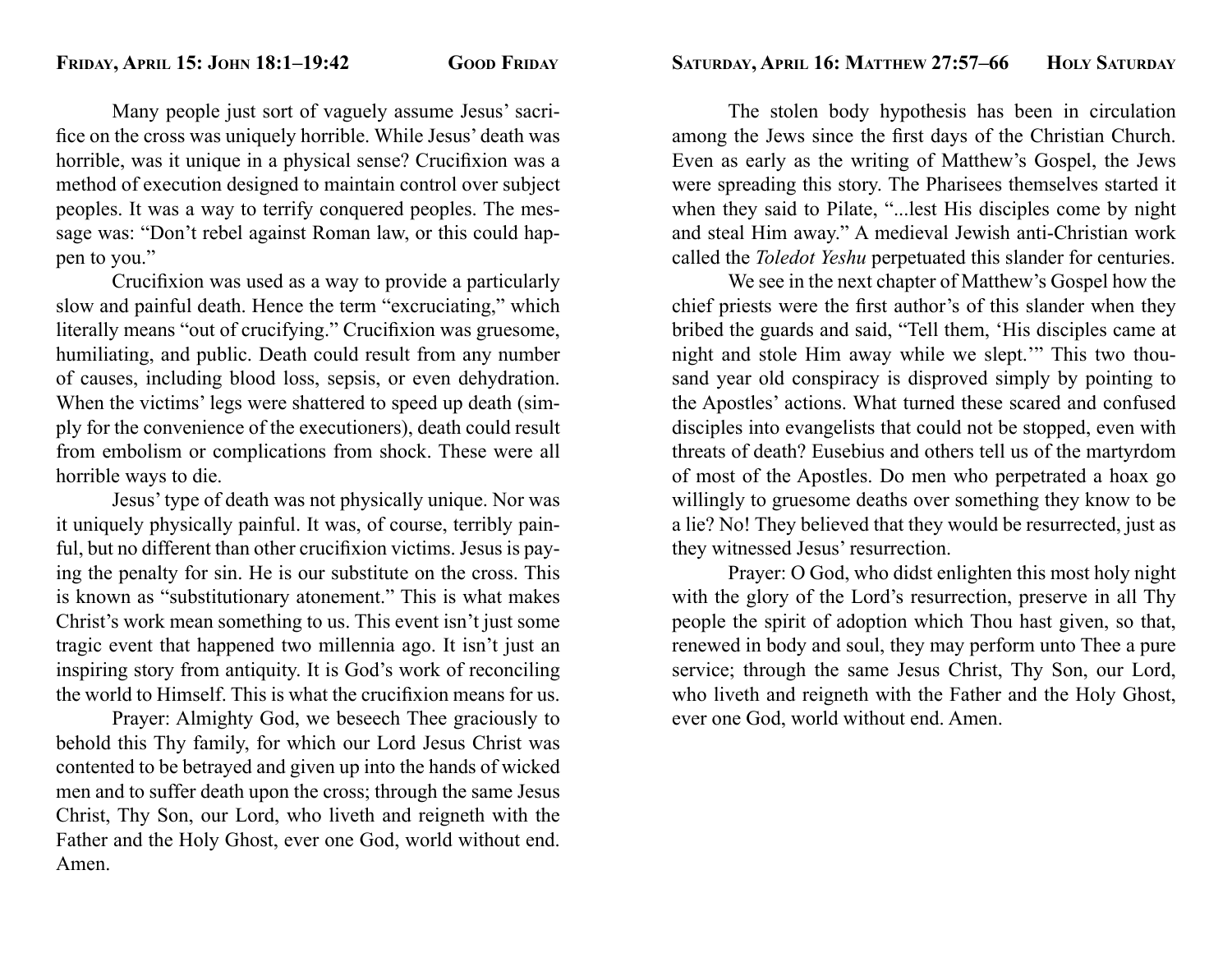## Friday, April 15: John 18:1–19:42 — Good Friday

Many people just sort of vaguely assume Jesus' sacrifice on the cross was uniquely horrible. While Jesus' death was horrible, was it unique in a physical sense? Crucifixion was a method of execution designed to maintain control over subject peoples. It was a way to terrify conquered peoples. The message was: "Don't rebel against Roman law, or this could happen to you."

Crucifixion was used as a way to provide a particularly slow and painful death. Hence the term "excruciating," which literally means "out of crucifying." Crucifixion was gruesome, humiliating, and public. Death could result from any number of causes, including blood loss, sepsis, or even dehydration. When the victims' legs were shattered to speed up death (simply for the convenience of the executioners), death could result from embolism or complications from shock. These were all horrible ways to die.

Jesus' type of death was not physically unique. Nor was it uniquely physically painful. It was, of course, terribly painful, but no different than other crucifixion victims. Jesus is paying the penalty for sin. He is our substitute on the cross. This is known as "substitutionary atonement." This is what makes Christ's work mean something to us. This event isn't just some tragic event that happened two millennia ago. It isn't just an inspiring story from antiquity. It is God's work of reconciling the world to Himself. This is what the crucifixion means for us.

Prayer: Almighty God, we beseech Thee graciously to behold this Thy family, for which our Lord Jesus Christ was contented to be betrayed and given up into the hands of wicked men and to suffer death upon the cross; through the same Jesus Christ, Thy Son, our Lord, who liveth and reigneth with the Father and the Holy Ghost, ever one God, world without end. Amen.

## Saturday, April 16: Matthew 27:57–66 — Holy Saturday

The stolen body hypothesis has been in circulation among the Jews since the first days of the Christian Church. Even as early as the writing of Matthew's Gospel, the Jews were spreading this story. The Pharisees themselves started it when they said to Pilate, "...lest His disciples come by night and steal Him away." A medieval Jewish anti-Christian work called the *Toledot Yeshu* perpetuated this slander for centuries.

We see in the next chapter of Matthew's Gospel how the chief priests were the first author's of this slander when they bribed the guards and said, "Tell them, 'His disciples came at night and stole Him away while we slept.'" This two thousand year old conspiracy is disproved simply by pointing to the Apostles' actions. What turned these scared and confused disciples into evangelists that could not be stopped, even with threats of death? Eusebius and others tell us of the martyrdom of most of the Apostles. Do men who perpetrated a hoax go willingly to gruesome deaths over something they know to be a lie? No! They believed that they would be resurrected, just as they witnessed Jesus' resurrection.

Prayer: O God, who didst enlighten this most holy night with the glory of the Lord's resurrection, preserve in all Thy people the spirit of adoption which Thou hast given, so that, renewed in body and soul, they may perform unto Thee a pure service; through the same Jesus Christ, Thy Son, our Lord, who liveth and reigneth with the Father and the Holy Ghost, ever one God, world without end. Amen.